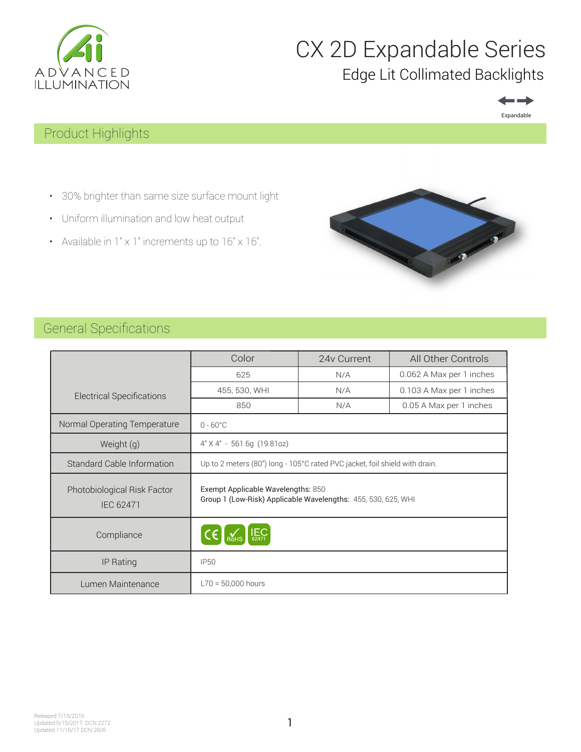ADVANCED ILLUMINATION

# CX 2D Expandable Series

## Edge Lit Collimated Backlights

Expandable

## Product Highlights

- 30% brighter than same size surface mount light
- Uniform illumination and low heat output
- Available in 1" x 1" increments up to 16" x 16".

## General Specifications

| | Color | 24v Current | All Other Controls |
|---|---|---|---|
| Electrical Specifications | 625 | N/A | 0.062 A Max per 1 inches |
| | 455, 530, WHI | N/A | 0.103 A Max per 1 inches |
| | 850 | N/A | 0.05 A Max per 1 inches |
| Normal Operating Temperature | 0 - 60°C | | |
| Weight (g) | 4" X 4" - 561.6g (19.81oz) | | |
| Standard Cable Information | Up to 2 meters (80") long - 105°C rated PVC jacket, foil shield with drain. | | |
| Photobiological Risk Factor IEC 62471 | Exempt Applicable Wavelengths: 850<br>Group 1 (Low-Risk) Applicable Wavelengths: 455, 530, 625, WHI | | |
| Compliance | CE, RoHS, IEC 62471 | | |
| IP Rating | IP50 | | |
| Lumen Maintenance | L70 = 50,000 hours | | |

Released 7/15/2015
Updated 5/15/2017 DCN 2272
Updated 11/16/17 DCN 2605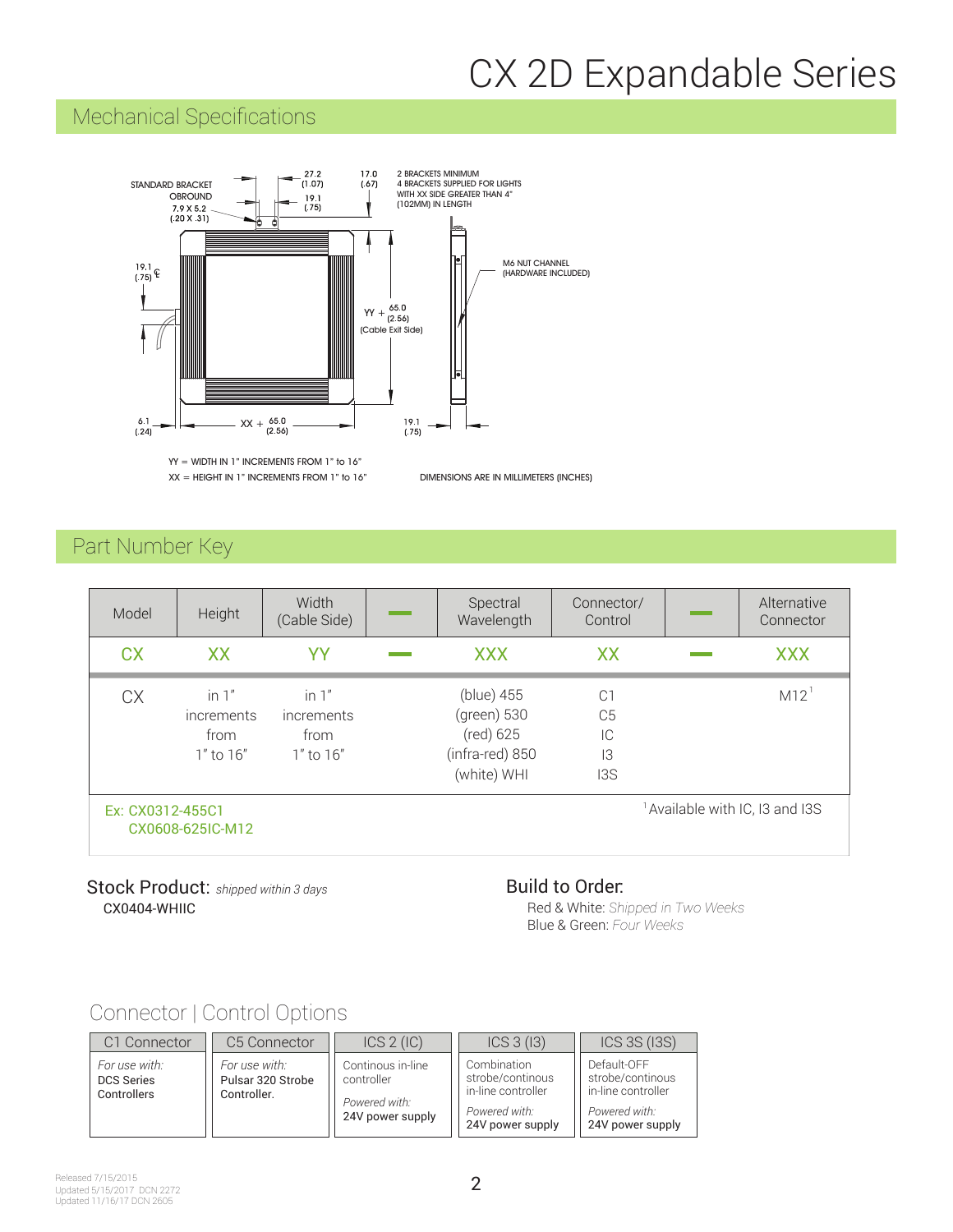# CX 2D Expandable Series

## Mechanical Specifications

STANDARD BRACKET OBROUND 7.9 X 5.2 (.20 X .31)

27.2 (1.07)

19.1 (.75)

17.0 (.67)

2 BRACKETS MINIMUM
4 BRACKETS SUPPLIED FOR LIGHTS WITH XX SIDE GREATER THAN 4" (102MM) IN LENGTH

19.1 (.75) ℄

M6 NUT CHANNEL (HARDWARE INCLUDED)

YY + 65.0 (2.56) (Cable Exit Side)

6.1 (.24)

XX + 65.0 (2.56)

19.1 (.75)

YY = WIDTH IN 1" INCREMENTS FROM 1" to 16"
XX = HEIGHT IN 1" INCREMENTS FROM 1" to 16"

DIMENSIONS ARE IN MILLIMETERS (INCHES)

## Part Number Key

| Model | Height | Width (Cable Side) | — | Spectral Wavelength | Connector/ Control | — | Alternative Connector |
|---|---|---|---|---|---|---|---|
| CX | XX | YY | — | XXX | XX | — | XXX |
| CX | in 1" increments from 1" to 16" | in 1" increments from 1" to 16" | | (blue) 455<br>(green) 530<br>(red) 625<br>(infra-red) 850<br>(white) WHI | C1<br>C5<br>IC<br>I3<br>I3S | | M12[1] |

Ex: CX0312-455C1
CX0608-625IC-M12

[1] Available with IC, I3 and I3S

**Stock Product:** *shipped within 3 days*
CX0404-WHIIC

**Build to Order:**
Red & White: *Shipped in Two Weeks*
Blue & Green: *Four Weeks*

## Connector | Control Options

| C1 Connector | C5 Connector | ICS 2 (IC) | ICS 3 (I3) | ICS 3S (I3S) |
|---|---|---|---|---|
| *For use with:* DCS Series Controllers | *For use with:* Pulsar 320 Strobe Controller. | Continous in-line controller<br>*Powered with:* 24V power supply | Combination strobe/continous in-line controller<br>*Powered with:* 24V power supply | Default-OFF strobe/continous in-line controller<br>*Powered with:* 24V power supply |

Released 7/15/2015
Updated 5/15/2017 DCN 2272
Updated 11/16/17 DCN 2605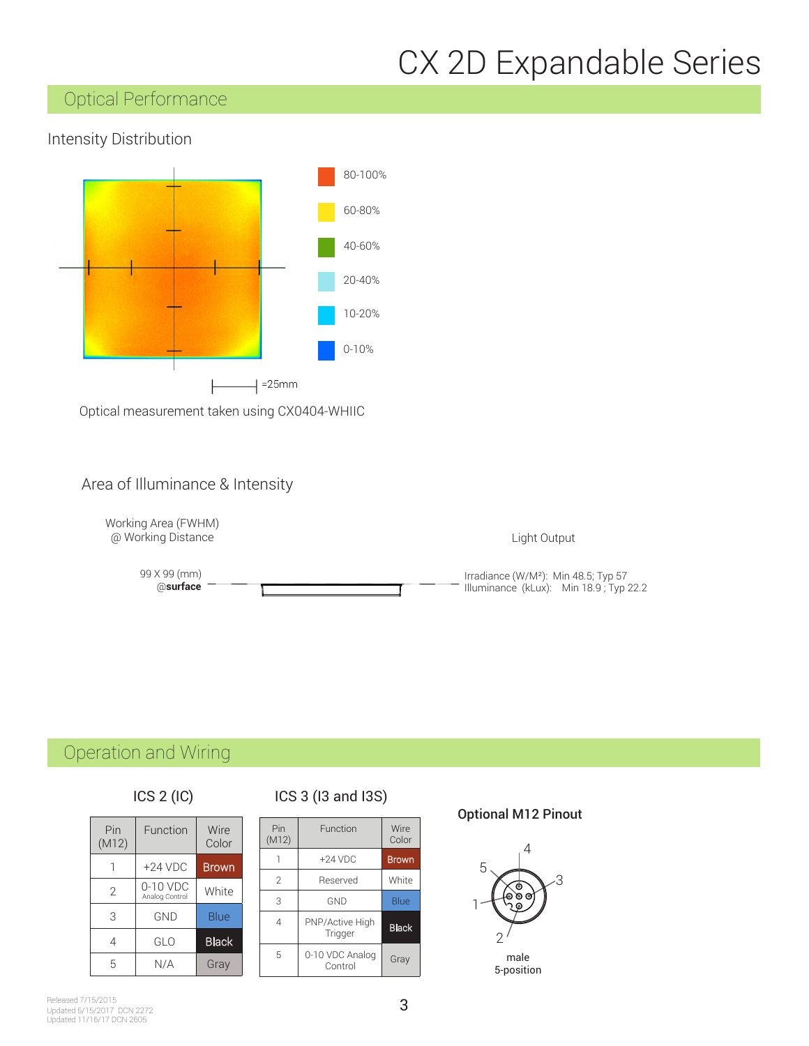# CX 2D Expandable Series

## Optical Performance

### Intensity Distribution

80-100%

60-80%

40-60%

20-40%

10-20%

0-10%

=25mm

Optical measurement taken using CX0404-WHIIC

### Area of Illuminance & Intensity

Working Area (FWHM) @ Working Distance

Light Output

99 X 99 (mm) @**surface**

Irradiance (W/M²): Min 48.5; Typ 57
Illuminance (kLux): Min 18.9 ; Typ 22.2

## Operation and Wiring

### ICS 2 (IC)

| Pin (M12) | Function | Wire Color |
|---|---|---|
| 1 | +24 VDC | Brown |
| 2 | 0-10 VDC Analog Control | White |
| 3 | GND | Blue |
| 4 | GLO | Black |
| 5 | N/A | Gray |

### ICS 3 (I3 and I3S)

| Pin (M12) | Function | Wire Color |
|---|---|---|
| 1 | +24 VDC | Brown |
| 2 | Reserved | White |
| 3 | GND | Blue |
| 4 | PNP/Active High Trigger | Black |
| 5 | 0-10 VDC Analog Control | Gray |

### Optional M12 Pinout

male 5-position

Released 7/15/2015
Updated 5/15/2017 DCN 2272
Updated 11/16/17 DCN 2605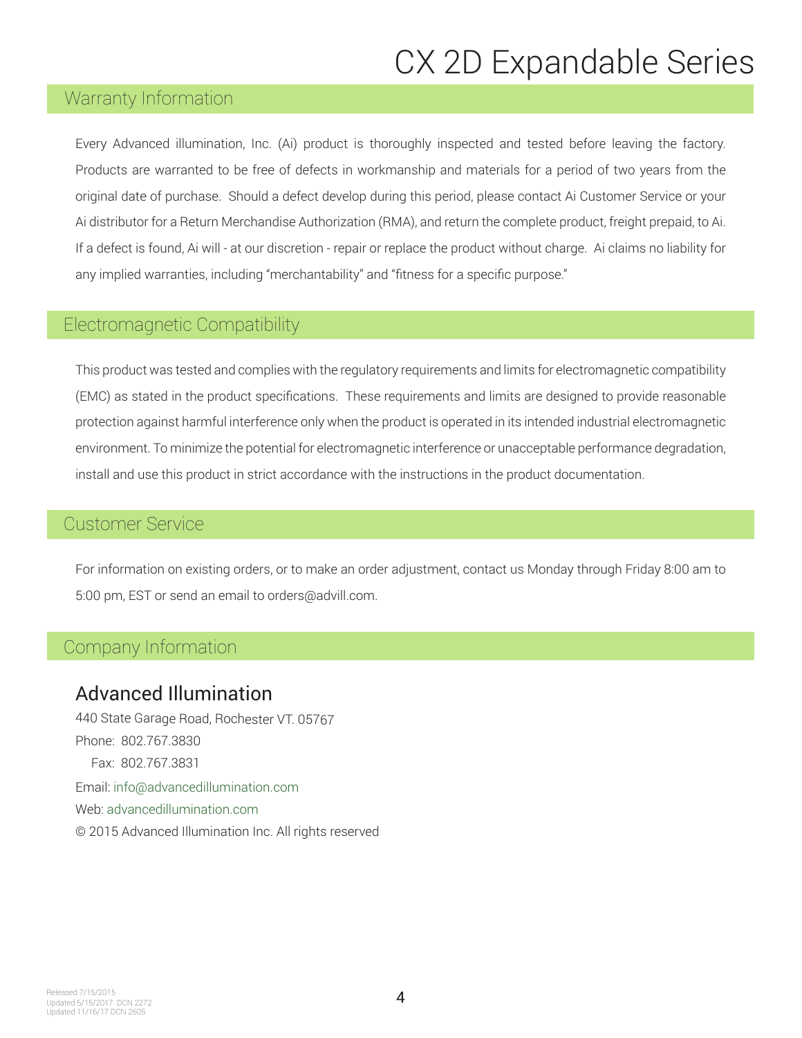# CX 2D Expandable Series

## Warranty Information

Every Advanced illumination, Inc. (Ai) product is thoroughly inspected and tested before leaving the factory. Products are warranted to be free of defects in workmanship and materials for a period of two years from the original date of purchase. Should a defect develop during this period, please contact Ai Customer Service or your Ai distributor for a Return Merchandise Authorization (RMA), and return the complete product, freight prepaid, to Ai. If a defect is found, Ai will - at our discretion - repair or replace the product without charge. Ai claims no liability for any implied warranties, including "merchantability" and "fitness for a specific purpose."

## Electromagnetic Compatibility

This product was tested and complies with the regulatory requirements and limits for electromagnetic compatibility (EMC) as stated in the product specifications. These requirements and limits are designed to provide reasonable protection against harmful interference only when the product is operated in its intended industrial electromagnetic environment. To minimize the potential for electromagnetic interference or unacceptable performance degradation, install and use this product in strict accordance with the instructions in the product documentation.

## Customer Service

For information on existing orders, or to make an order adjustment, contact us Monday through Friday 8:00 am to 5:00 pm, EST or send an email to orders@advill.com.

## Company Information

### Advanced Illumination

440 State Garage Road, Rochester VT. 05767

Phone: 802.767.3830

Fax: 802.767.3831

Email: info@advancedillumination.com

Web: advancedillumination.com

© 2015 Advanced Illumination Inc. All rights reserved

Released 7/15/2015
Updated 5/15/2017 DCN 2272
Updated 11/16/17 DCN 2605